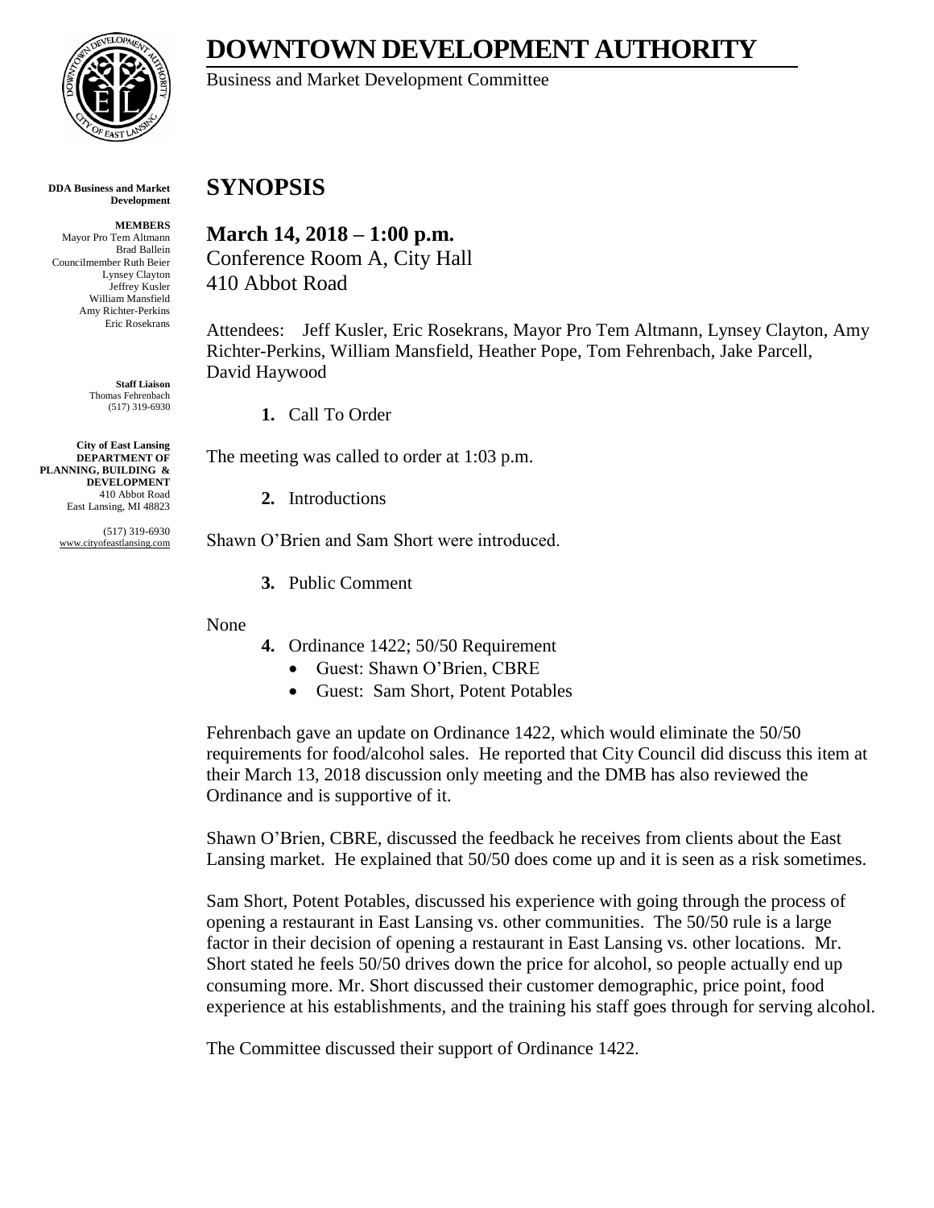# DOWNTOWN DEVELOPMENT AUTHORITY

Business and Market Development Committee

**DDA Business and Market Development**

**MEMBERS**
Mayor Pro Tem Altmann
Brad Ballein
Councilmember Ruth Beier
Lynsey Clayton
Jeffrey Kusler
William Mansfield
Amy Richter-Perkins
Eric Rosekrans

**Staff Liaison**
Thomas Fehrenbach
(517) 319-6930

**City of East Lansing**
**DEPARTMENT OF PLANNING, BUILDING & DEVELOPMENT**
410 Abbot Road
East Lansing, MI 48823

(517) 319-6930
www.cityofeastlansing.com

## SYNOPSIS

### March 14, 2018 – 1:00 p.m.

Conference Room A, City Hall
410 Abbot Road

Attendees: Jeff Kusler, Eric Rosekrans, Mayor Pro Tem Altmann, Lynsey Clayton, Amy Richter-Perkins, William Mansfield, Heather Pope, Tom Fehrenbach, Jake Parcell, David Haywood

**1.** Call To Order

The meeting was called to order at 1:03 p.m.

**2.** Introductions

Shawn O'Brien and Sam Short were introduced.

**3.** Public Comment

None

**4.** Ordinance 1422; 50/50 Requirement

- Guest: Shawn O'Brien, CBRE
- Guest: Sam Short, Potent Potables

Fehrenbach gave an update on Ordinance 1422, which would eliminate the 50/50 requirements for food/alcohol sales. He reported that City Council did discuss this item at their March 13, 2018 discussion only meeting and the DMB has also reviewed the Ordinance and is supportive of it.

Shawn O'Brien, CBRE, discussed the feedback he receives from clients about the East Lansing market. He explained that 50/50 does come up and it is seen as a risk sometimes.

Sam Short, Potent Potables, discussed his experience with going through the process of opening a restaurant in East Lansing vs. other communities. The 50/50 rule is a large factor in their decision of opening a restaurant in East Lansing vs. other locations. Mr. Short stated he feels 50/50 drives down the price for alcohol, so people actually end up consuming more. Mr. Short discussed their customer demographic, price point, food experience at his establishments, and the training his staff goes through for serving alcohol.

The Committee discussed their support of Ordinance 1422.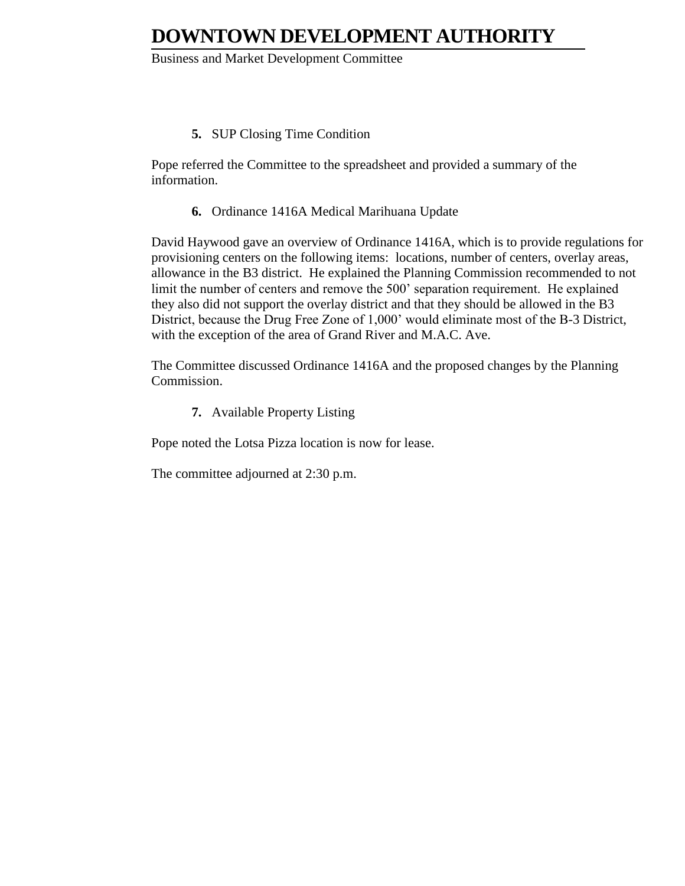**5.** SUP Closing Time Condition

Pope referred the Committee to the spreadsheet and provided a summary of the information.

**6.** Ordinance 1416A Medical Marihuana Update

David Haywood gave an overview of Ordinance 1416A, which is to provide regulations for provisioning centers on the following items: locations, number of centers, overlay areas, allowance in the B3 district. He explained the Planning Commission recommended to not limit the number of centers and remove the 500' separation requirement. He explained they also did not support the overlay district and that they should be allowed in the B3 District, because the Drug Free Zone of 1,000' would eliminate most of the B-3 District, with the exception of the area of Grand River and M.A.C. Ave.

The Committee discussed Ordinance 1416A and the proposed changes by the Planning Commission.

**7.** Available Property Listing

Pope noted the Lotsa Pizza location is now for lease.

The committee adjourned at 2:30 p.m.